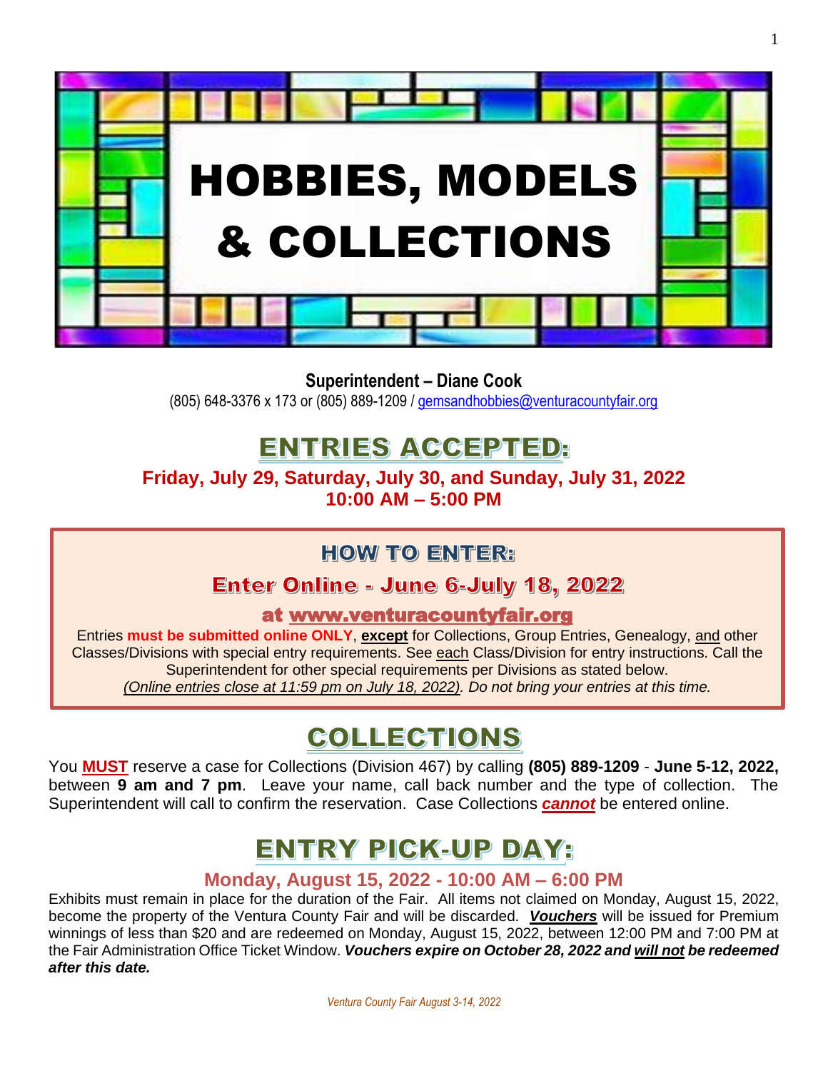# HOBBIES, MODELS & COLLECTIONS

**Superintendent – Diane Cook**
(805) 648-3376 x 173 or (805) 889-1209 / gemsandhobbies@venturacountyfair.org

## ENTRIES ACCEPTED:

**Friday, July 29, Saturday, July 30, and Sunday, July 31, 2022**
**10:00 AM – 5:00 PM**

## HOW TO ENTER:

### Enter Online - June 6-July 18, 2022

### at www.venturacountyfair.org

Entries **must be submitted online ONLY**, **except** for Collections, Group Entries, Genealogy, and other Classes/Divisions with special entry requirements. See each Class/Division for entry instructions. Call the Superintendent for other special requirements per Divisions as stated below. *(Online entries close at 11:59 pm on July 18, 2022). Do not bring your entries at this time.*

## COLLECTIONS

You **MUST** reserve a case for Collections (Division 467) by calling **(805) 889-1209** - **June 5-12, 2022,** between **9 am and 7 pm**. Leave your name, call back number and the type of collection. The Superintendent will call to confirm the reservation. Case Collections ***cannot*** be entered online.

## ENTRY PICK-UP DAY:

**Monday, August 15, 2022 - 10:00 AM – 6:00 PM**

Exhibits must remain in place for the duration of the Fair. All items not claimed on Monday, August 15, 2022, become the property of the Ventura County Fair and will be discarded. ***Vouchers*** will be issued for Premium winnings of less than $20 and are redeemed on Monday, August 15, 2022, between 12:00 PM and 7:00 PM at the Fair Administration Office Ticket Window. ***Vouchers expire on October 28, 2022 and will not be redeemed after this date.***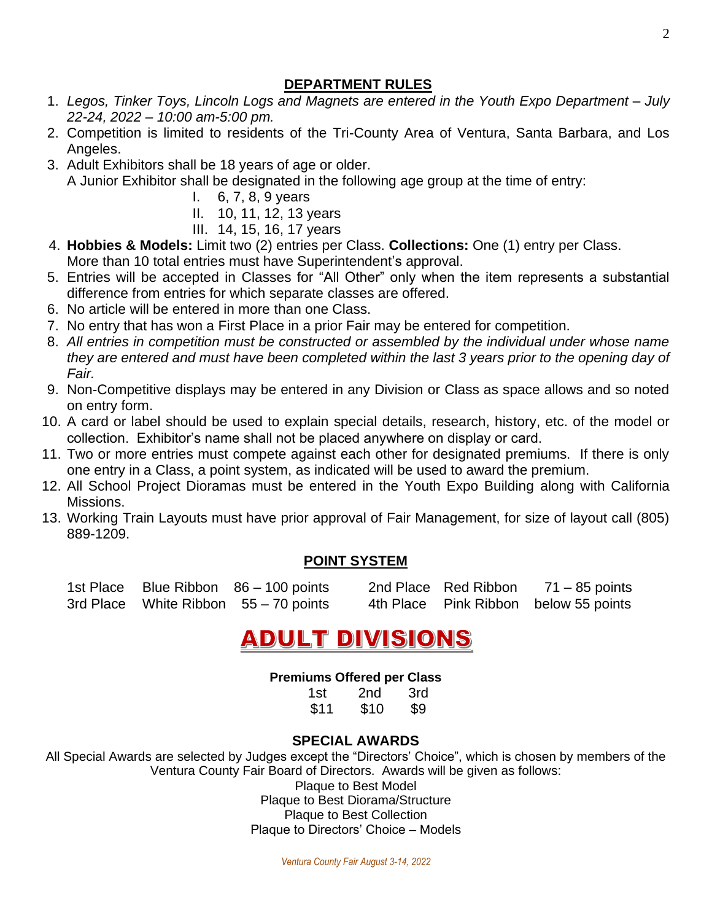## DEPARTMENT RULES

1. *Legos, Tinker Toys, Lincoln Logs and Magnets are entered in the Youth Expo Department – July 22-24, 2022 – 10:00 am-5:00 pm.*
2. Competition is limited to residents of the Tri-County Area of Ventura, Santa Barbara, and Los Angeles.
3. Adult Exhibitors shall be 18 years of age or older.
   A Junior Exhibitor shall be designated in the following age group at the time of entry:
   - I. 6, 7, 8, 9 years
   - II. 10, 11, 12, 13 years
   - III. 14, 15, 16, 17 years
4. **Hobbies & Models:** Limit two (2) entries per Class. **Collections:** One (1) entry per Class. More than 10 total entries must have Superintendent's approval.
5. Entries will be accepted in Classes for "All Other" only when the item represents a substantial difference from entries for which separate classes are offered.
6. No article will be entered in more than one Class.
7. No entry that has won a First Place in a prior Fair may be entered for competition.
8. *All entries in competition must be constructed or assembled by the individual under whose name they are entered and must have been completed within the last 3 years prior to the opening day of Fair.*
9. Non-Competitive displays may be entered in any Division or Class as space allows and so noted on entry form.
10. A card or label should be used to explain special details, research, history, etc. of the model or collection. Exhibitor's name shall not be placed anywhere on display or card.
11. Two or more entries must compete against each other for designated premiums. If there is only one entry in a Class, a point system, as indicated will be used to award the premium.
12. All School Project Dioramas must be entered in the Youth Expo Building along with California Missions.
13. Working Train Layouts must have prior approval of Fair Management, for size of layout call (805) 889-1209.

## POINT SYSTEM

| | | | | | |
|---|---|---|---|---|---|
| 1st Place | Blue Ribbon | 86 – 100 points | 2nd Place | Red Ribbon | 71 – 85 points |
| 3rd Place | White Ribbon | 55 – 70 points | 4th Place | Pink Ribbon | below 55 points |

# ADULT DIVISIONS

**Premiums Offered per Class**

| 1st | 2nd | 3rd |
|---|---|---|
| $11 | $10 | $9 |

### SPECIAL AWARDS

All Special Awards are selected by Judges except the "Directors' Choice", which is chosen by members of the Ventura County Fair Board of Directors. Awards will be given as follows:

Plaque to Best Model
Plaque to Best Diorama/Structure
Plaque to Best Collection
Plaque to Directors' Choice – Models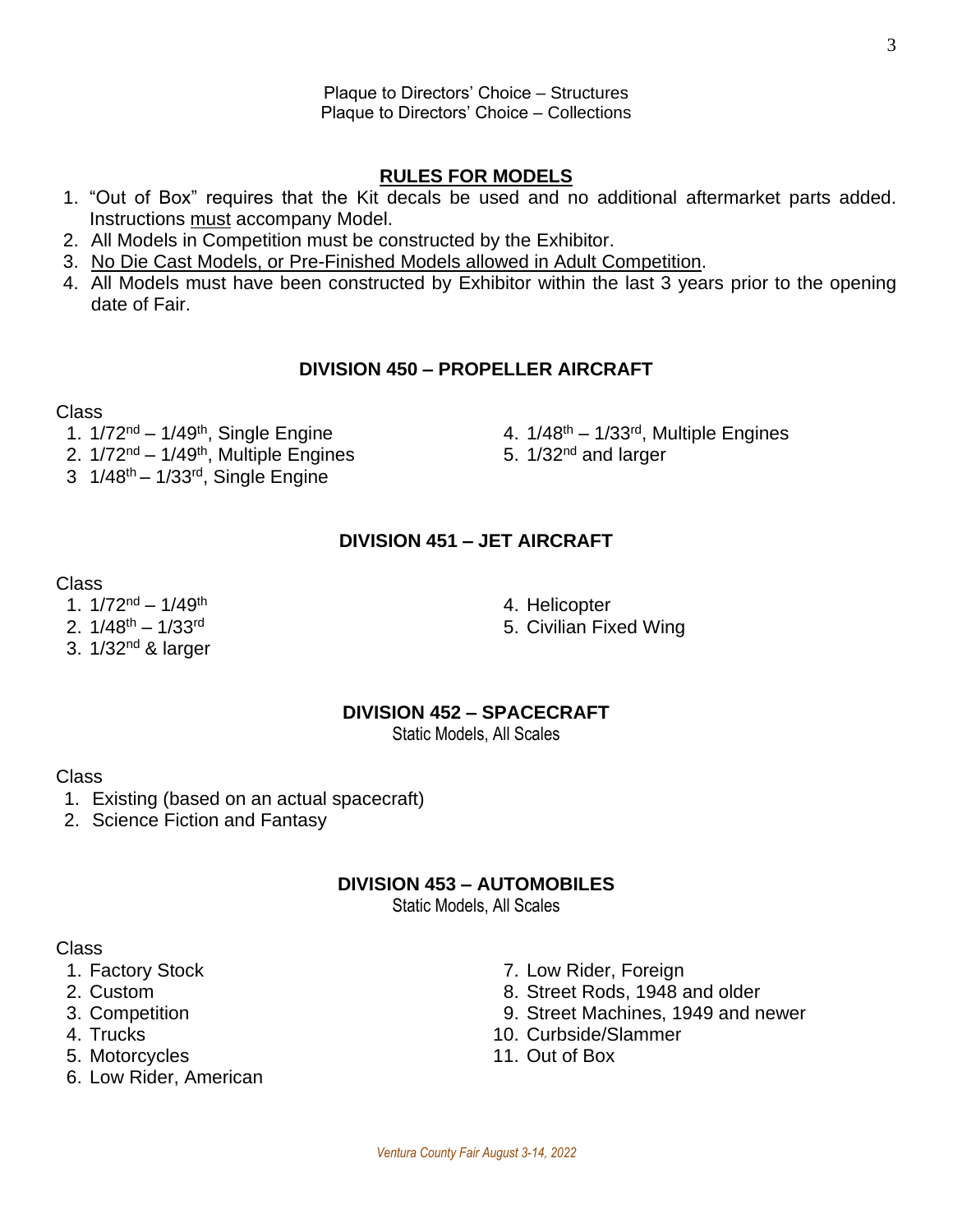Plaque to Directors' Choice – Structures
Plaque to Directors' Choice – Collections

## RULES FOR MODELS

1. "Out of Box" requires that the Kit decals be used and no additional aftermarket parts added. Instructions <u>must</u> accompany Model.
2. All Models in Competition must be constructed by the Exhibitor.
3. <u>No Die Cast Models, or Pre-Finished Models allowed in Adult Competition</u>.
4. All Models must have been constructed by Exhibitor within the last 3 years prior to the opening date of Fair.

## DIVISION 450 – PROPELLER AIRCRAFT

Class

1. 1/72nd – 1/49th, Single Engine
2. 1/72nd – 1/49th, Multiple Engines
3. 1/48th – 1/33rd, Single Engine
4. 1/48th – 1/33rd, Multiple Engines
5. 1/32nd and larger

## DIVISION 451 – JET AIRCRAFT

Class

1. 1/72nd – 1/49th
2. 1/48th – 1/33rd
3. 1/32nd & larger
4. Helicopter
5. Civilian Fixed Wing

## DIVISION 452 – SPACECRAFT

Static Models, All Scales

Class

1. Existing (based on an actual spacecraft)
2. Science Fiction and Fantasy

## DIVISION 453 – AUTOMOBILES

Static Models, All Scales

Class

1. Factory Stock
2. Custom
3. Competition
4. Trucks
5. Motorcycles
6. Low Rider, American
7. Low Rider, Foreign
8. Street Rods, 1948 and older
9. Street Machines, 1949 and newer
10. Curbside/Slammer
11. Out of Box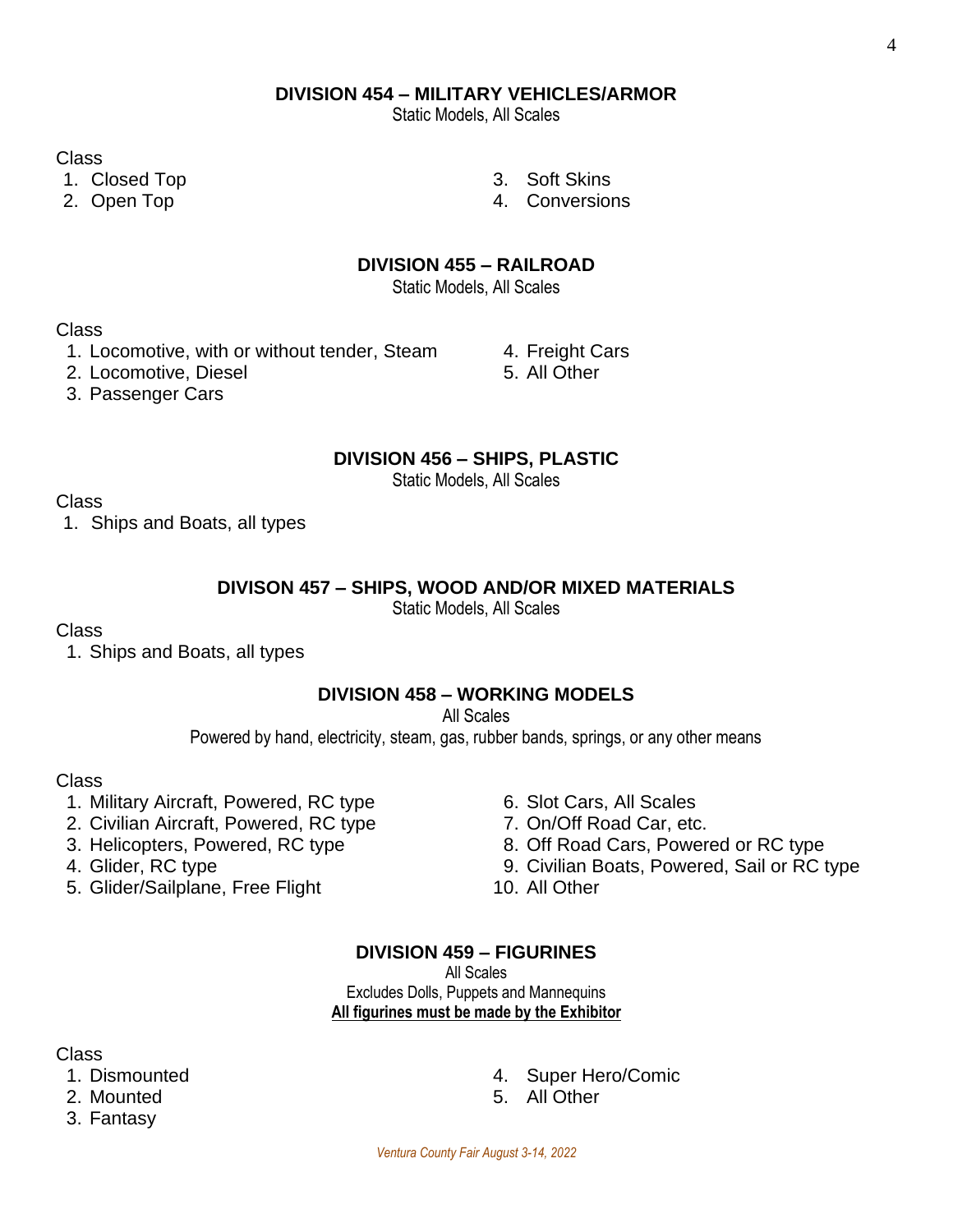## DIVISION 454 – MILITARY VEHICLES/ARMOR

Static Models, All Scales

Class

1. Closed Top
2. Open Top
3. Soft Skins
4. Conversions

## DIVISION 455 – RAILROAD

Static Models, All Scales

Class

1. Locomotive, with or without tender, Steam
2. Locomotive, Diesel
3. Passenger Cars
4. Freight Cars
5. All Other

## DIVISION 456 – SHIPS, PLASTIC

Static Models, All Scales

Class

1. Ships and Boats, all types

## DIVISON 457 – SHIPS, WOOD AND/OR MIXED MATERIALS

Static Models, All Scales

Class

1. Ships and Boats, all types

## DIVISION 458 – WORKING MODELS

All Scales

Powered by hand, electricity, steam, gas, rubber bands, springs, or any other means

Class

1. Military Aircraft, Powered, RC type
2. Civilian Aircraft, Powered, RC type
3. Helicopters, Powered, RC type
4. Glider, RC type
5. Glider/Sailplane, Free Flight
6. Slot Cars, All Scales
7. On/Off Road Car, etc.
8. Off Road Cars, Powered or RC type
9. Civilian Boats, Powered, Sail or RC type
10. All Other

## DIVISION 459 – FIGURINES

All Scales

Excludes Dolls, Puppets and Mannequins

**All figurines must be made by the Exhibitor**

Class

1. Dismounted
2. Mounted
3. Fantasy
4. Super Hero/Comic
5. All Other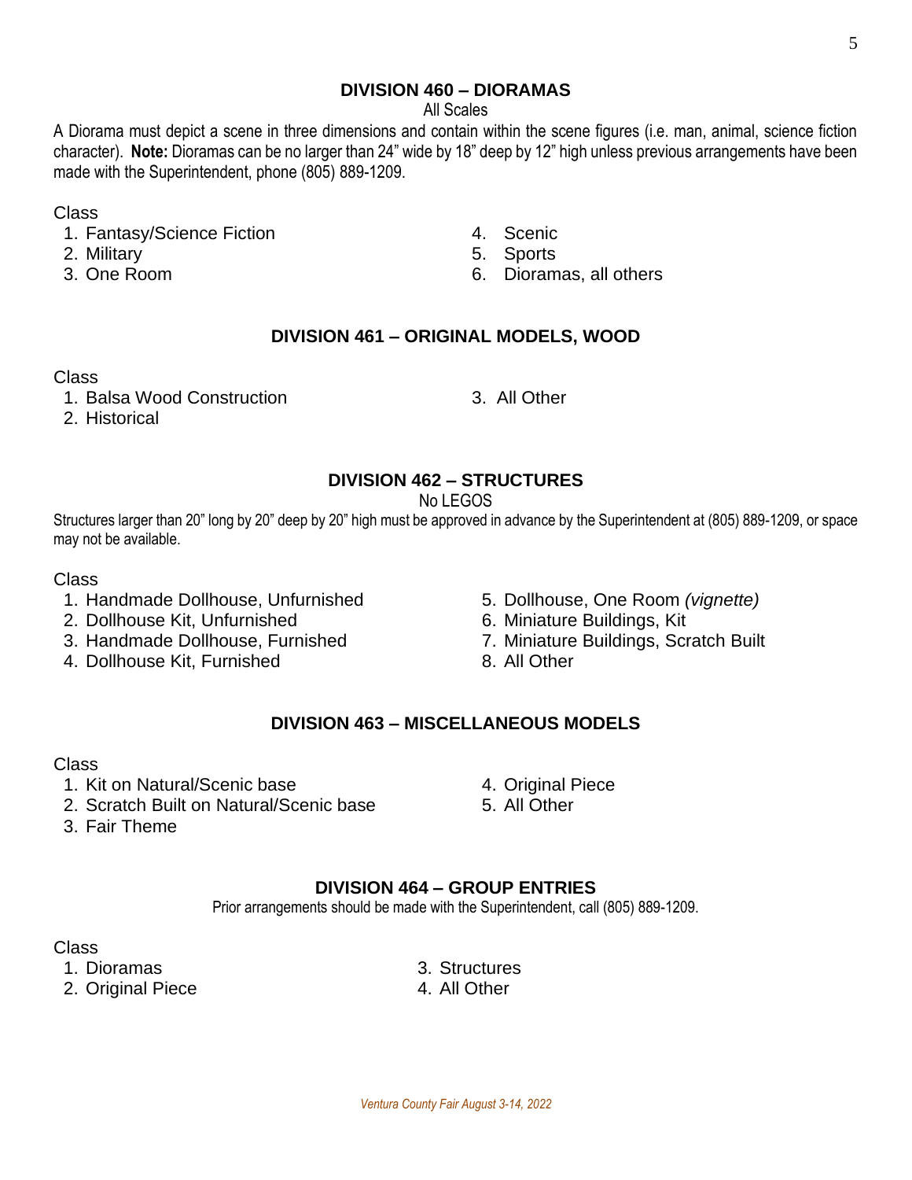## DIVISION 460 – DIORAMAS

All Scales

A Diorama must depict a scene in three dimensions and contain within the scene figures (i.e. man, animal, science fiction character). **Note:** Dioramas can be no larger than 24" wide by 18" deep by 12" high unless previous arrangements have been made with the Superintendent, phone (805) 889-1209.

Class

1. Fantasy/Science Fiction
2. Military
3. One Room
4. Scenic
5. Sports
6. Dioramas, all others

## DIVISION 461 – ORIGINAL MODELS, WOOD

Class

1. Balsa Wood Construction
2. Historical
3. All Other

## DIVISION 462 – STRUCTURES

No LEGOS

Structures larger than 20" long by 20" deep by 20" high must be approved in advance by the Superintendent at (805) 889-1209, or space may not be available.

Class

1. Handmade Dollhouse, Unfurnished
2. Dollhouse Kit, Unfurnished
3. Handmade Dollhouse, Furnished
4. Dollhouse Kit, Furnished
5. Dollhouse, One Room *(vignette)*
6. Miniature Buildings, Kit
7. Miniature Buildings, Scratch Built
8. All Other

## DIVISION 463 – MISCELLANEOUS MODELS

Class

1. Kit on Natural/Scenic base
2. Scratch Built on Natural/Scenic base
3. Fair Theme
4. Original Piece
5. All Other

## DIVISION 464 – GROUP ENTRIES

Prior arrangements should be made with the Superintendent, call (805) 889-1209.

Class

1. Dioramas
2. Original Piece
3. Structures
4. All Other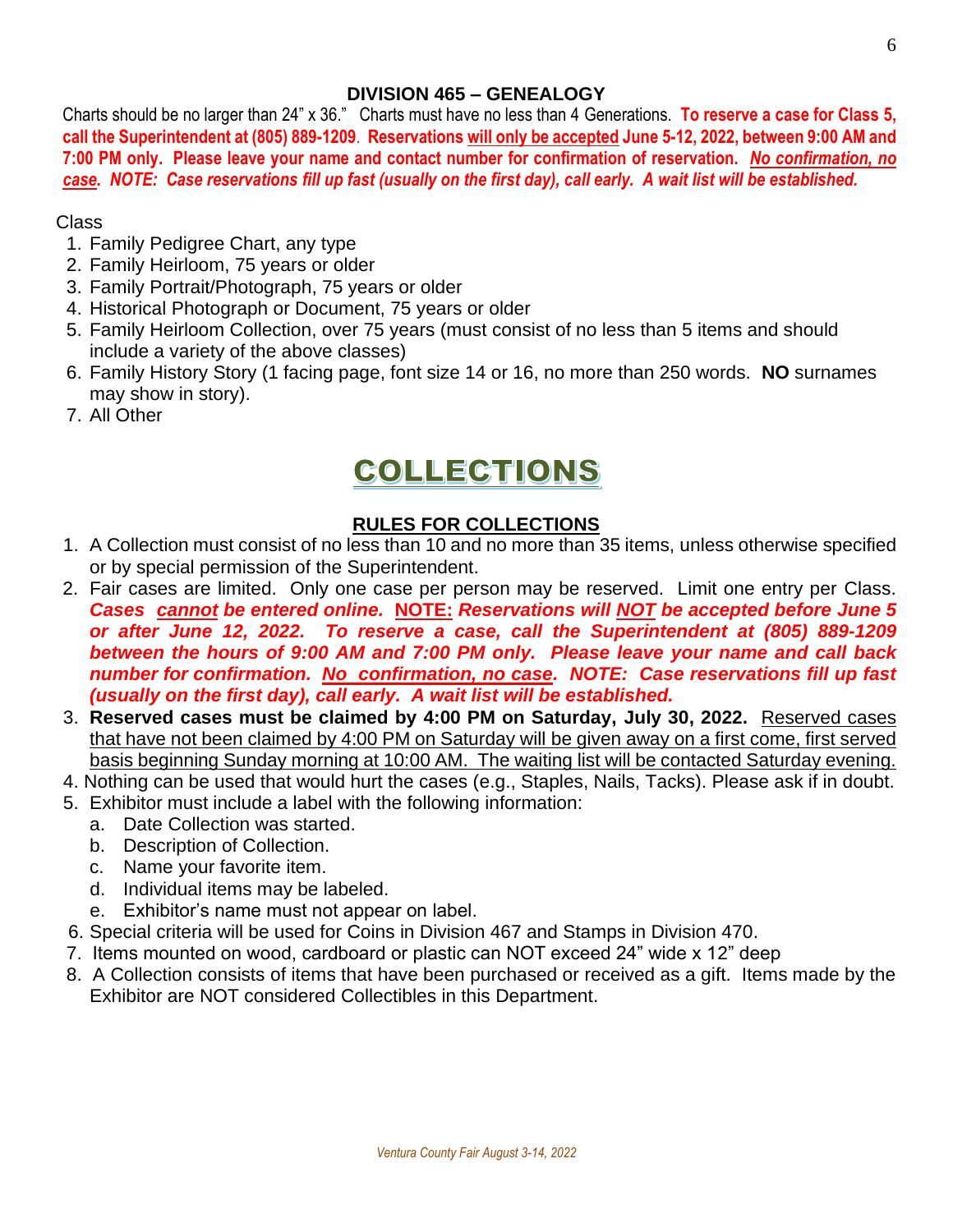## DIVISION 465 – GENEALOGY

Charts should be no larger than 24" x 36." Charts must have no less than 4 Generations. **To reserve a case for Class 5, call the Superintendent at (805) 889-1209**. **Reservations will only be accepted June 5-12, 2022, between 9:00 AM and 7:00 PM only. Please leave your name and contact number for confirmation of reservation.** ***No confirmation, no case. NOTE: Case reservations fill up fast (usually on the first day), call early. A wait list will be established.***

Class

1. Family Pedigree Chart, any type
2. Family Heirloom, 75 years or older
3. Family Portrait/Photograph, 75 years or older
4. Historical Photograph or Document, 75 years or older
5. Family Heirloom Collection, over 75 years (must consist of no less than 5 items and should include a variety of the above classes)
6. Family History Story (1 facing page, font size 14 or 16, no more than 250 words. **NO** surnames may show in story).
7. All Other

# COLLECTIONS

### RULES FOR COLLECTIONS

1. A Collection must consist of no less than 10 and no more than 35 items, unless otherwise specified or by special permission of the Superintendent.
2. Fair cases are limited. Only one case per person may be reserved. Limit one entry per Class. ***Cases cannot be entered online.*** **NOTE:** ***Reservations will NOT be accepted before June 5 or after June 12, 2022. To reserve a case, call the Superintendent at (805) 889-1209 between the hours of 9:00 AM and 7:00 PM only. Please leave your name and call back number for confirmation. No confirmation, no case. NOTE: Case reservations fill up fast (usually on the first day), call early. A wait list will be established.***
3. **Reserved cases must be claimed by 4:00 PM on Saturday, July 30, 2022.** Reserved cases that have not been claimed by 4:00 PM on Saturday will be given away on a first come, first served basis beginning Sunday morning at 10:00 AM. The waiting list will be contacted Saturday evening.
4. Nothing can be used that would hurt the cases (e.g., Staples, Nails, Tacks). Please ask if in doubt.
5. Exhibitor must include a label with the following information:
   a. Date Collection was started.
   b. Description of Collection.
   c. Name your favorite item.
   d. Individual items may be labeled.
   e. Exhibitor's name must not appear on label.
6. Special criteria will be used for Coins in Division 467 and Stamps in Division 470.
7. Items mounted on wood, cardboard or plastic can NOT exceed 24" wide x 12" deep
8. A Collection consists of items that have been purchased or received as a gift. Items made by the Exhibitor are NOT considered Collectibles in this Department.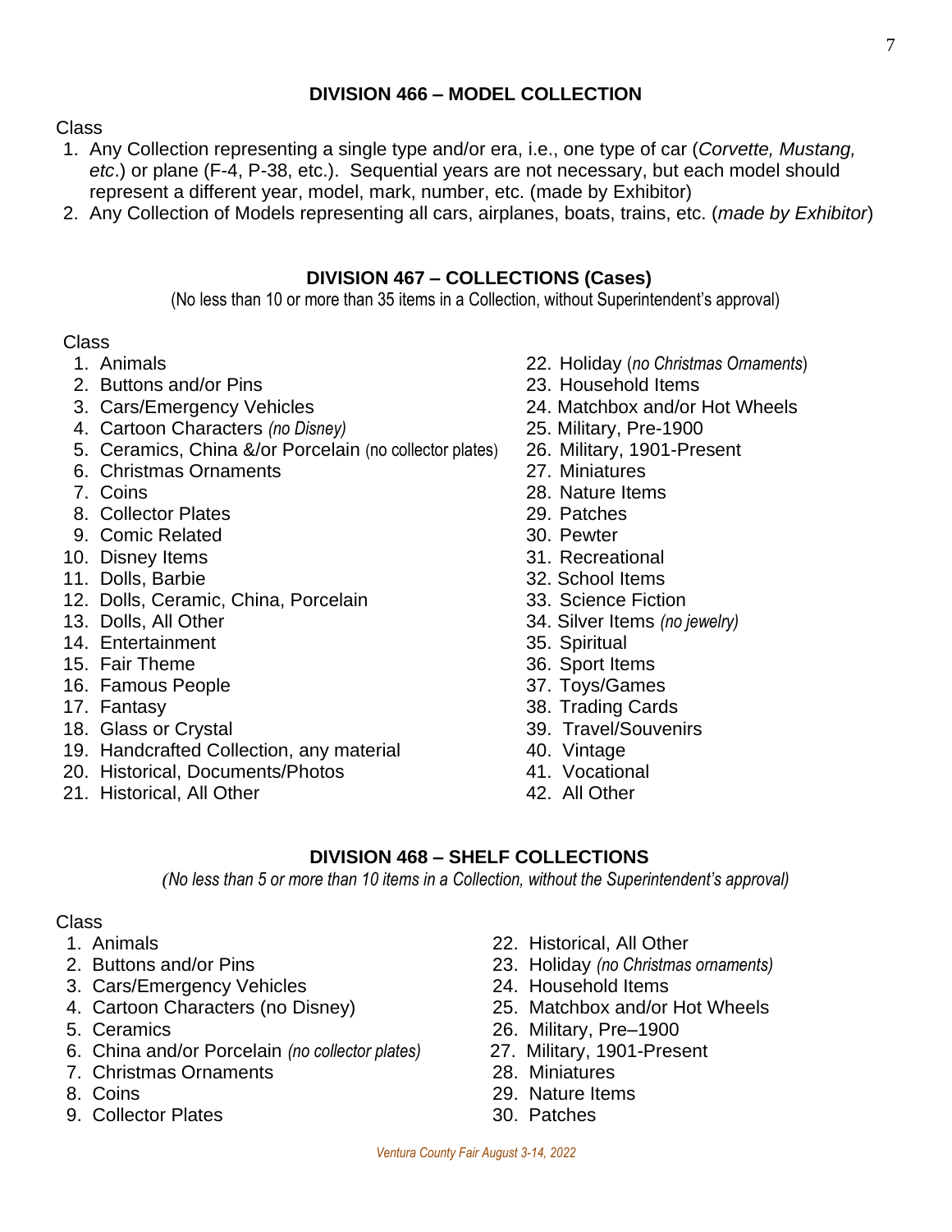## DIVISION 466 – MODEL COLLECTION

Class

1. Any Collection representing a single type and/or era, i.e., one type of car (*Corvette, Mustang, etc*.) or plane (F-4, P-38, etc.). Sequential years are not necessary, but each model should represent a different year, model, mark, number, etc. (made by Exhibitor)
2. Any Collection of Models representing all cars, airplanes, boats, trains, etc. (*made by Exhibitor*)

## DIVISION 467 – COLLECTIONS (Cases)

(No less than 10 or more than 35 items in a Collection, without Superintendent's approval)

Class

1. Animals
2. Buttons and/or Pins
3. Cars/Emergency Vehicles
4. Cartoon Characters *(no Disney)*
5. Ceramics, China &/or Porcelain (no collector plates)
6. Christmas Ornaments
7. Coins
8. Collector Plates
9. Comic Related
10. Disney Items
11. Dolls, Barbie
12. Dolls, Ceramic, China, Porcelain
13. Dolls, All Other
14. Entertainment
15. Fair Theme
16. Famous People
17. Fantasy
18. Glass or Crystal
19. Handcrafted Collection, any material
20. Historical, Documents/Photos
21. Historical, All Other
22. Holiday (*no Christmas Ornaments*)
23. Household Items
24. Matchbox and/or Hot Wheels
25. Military, Pre-1900
26. Military, 1901-Present
27. Miniatures
28. Nature Items
29. Patches
30. Pewter
31. Recreational
32. School Items
33. Science Fiction
34. Silver Items *(no jewelry)*
35. Spiritual
36. Sport Items
37. Toys/Games
38. Trading Cards
39. Travel/Souvenirs
40. Vintage
41. Vocational
42. All Other

## DIVISION 468 – SHELF COLLECTIONS

*(No less than 5 or more than 10 items in a Collection, without the Superintendent's approval)*

Class

1. Animals
2. Buttons and/or Pins
3. Cars/Emergency Vehicles
4. Cartoon Characters (no Disney)
5. Ceramics
6. China and/or Porcelain *(no collector plates)*
7. Christmas Ornaments
8. Coins
9. Collector Plates
22. Historical, All Other
23. Holiday *(no Christmas ornaments)*
24. Household Items
25. Matchbox and/or Hot Wheels
26. Military, Pre–1900
27. Military, 1901-Present
28. Miniatures
29. Nature Items
30. Patches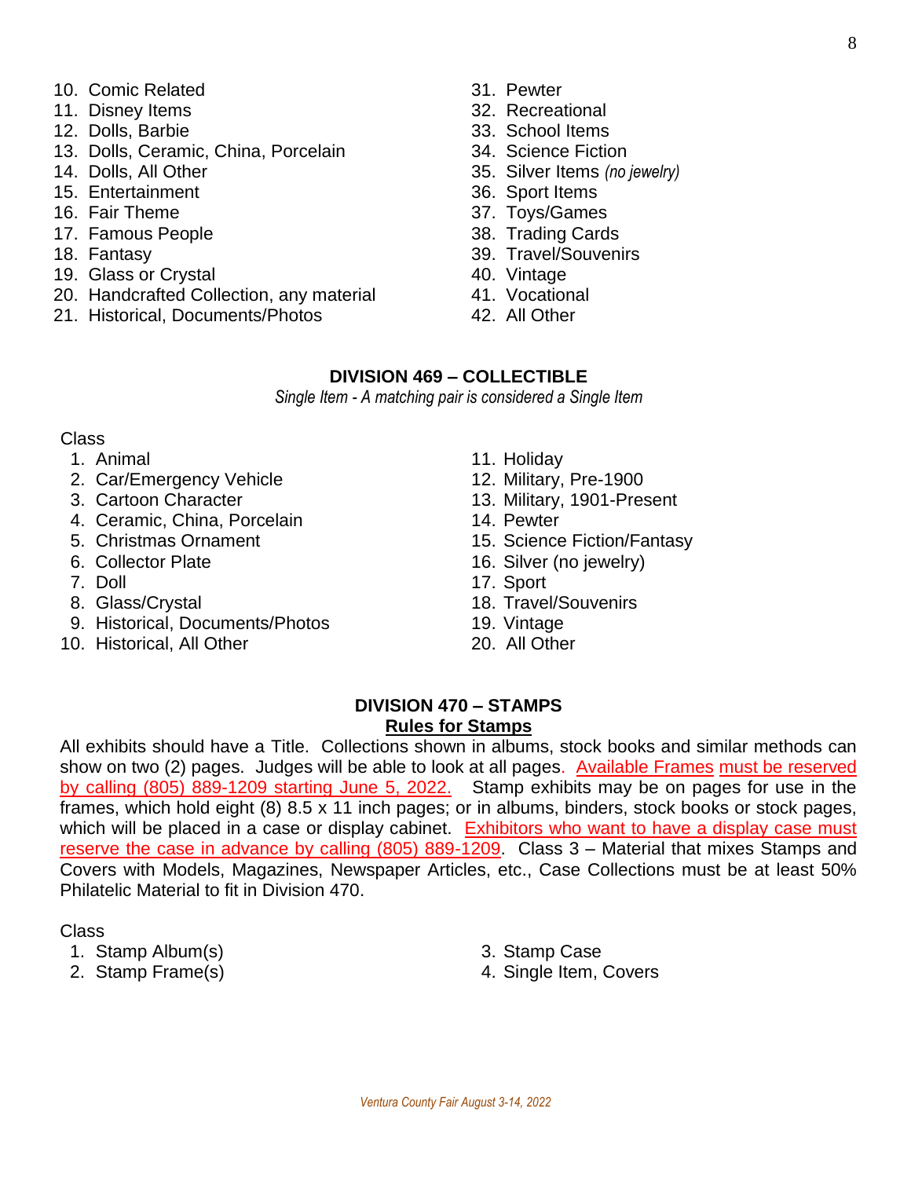10. Comic Related
11. Disney Items
12. Dolls, Barbie
13. Dolls, Ceramic, China, Porcelain
14. Dolls, All Other
15. Entertainment
16. Fair Theme
17. Famous People
18. Fantasy
19. Glass or Crystal
20. Handcrafted Collection, any material
21. Historical, Documents/Photos
31. Pewter
32. Recreational
33. School Items
34. Science Fiction
35. Silver Items *(no jewelry)*
36. Sport Items
37. Toys/Games
38. Trading Cards
39. Travel/Souvenirs
40. Vintage
41. Vocational
42. All Other

## DIVISION 469 – COLLECTIBLE

*Single Item - A matching pair is considered a Single Item*

Class

1. Animal
2. Car/Emergency Vehicle
3. Cartoon Character
4. Ceramic, China, Porcelain
5. Christmas Ornament
6. Collector Plate
7. Doll
8. Glass/Crystal
9. Historical, Documents/Photos
10. Historical, All Other
11. Holiday
12. Military, Pre-1900
13. Military, 1901-Present
14. Pewter
15. Science Fiction/Fantasy
16. Silver (no jewelry)
17. Sport
18. Travel/Souvenirs
19. Vintage
20. All Other

## DIVISION 470 – STAMPS

### Rules for Stamps

All exhibits should have a Title. Collections shown in albums, stock books and similar methods can show on two (2) pages. Judges will be able to look at all pages. Available Frames must be reserved by calling (805) 889-1209 starting June 5, 2022. Stamp exhibits may be on pages for use in the frames, which hold eight (8) 8.5 x 11 inch pages; or in albums, binders, stock books or stock pages, which will be placed in a case or display cabinet. Exhibitors who want to have a display case must reserve the case in advance by calling (805) 889-1209. Class 3 – Material that mixes Stamps and Covers with Models, Magazines, Newspaper Articles, etc., Case Collections must be at least 50% Philatelic Material to fit in Division 470.

Class

1. Stamp Album(s)
2. Stamp Frame(s)
3. Stamp Case
4. Single Item, Covers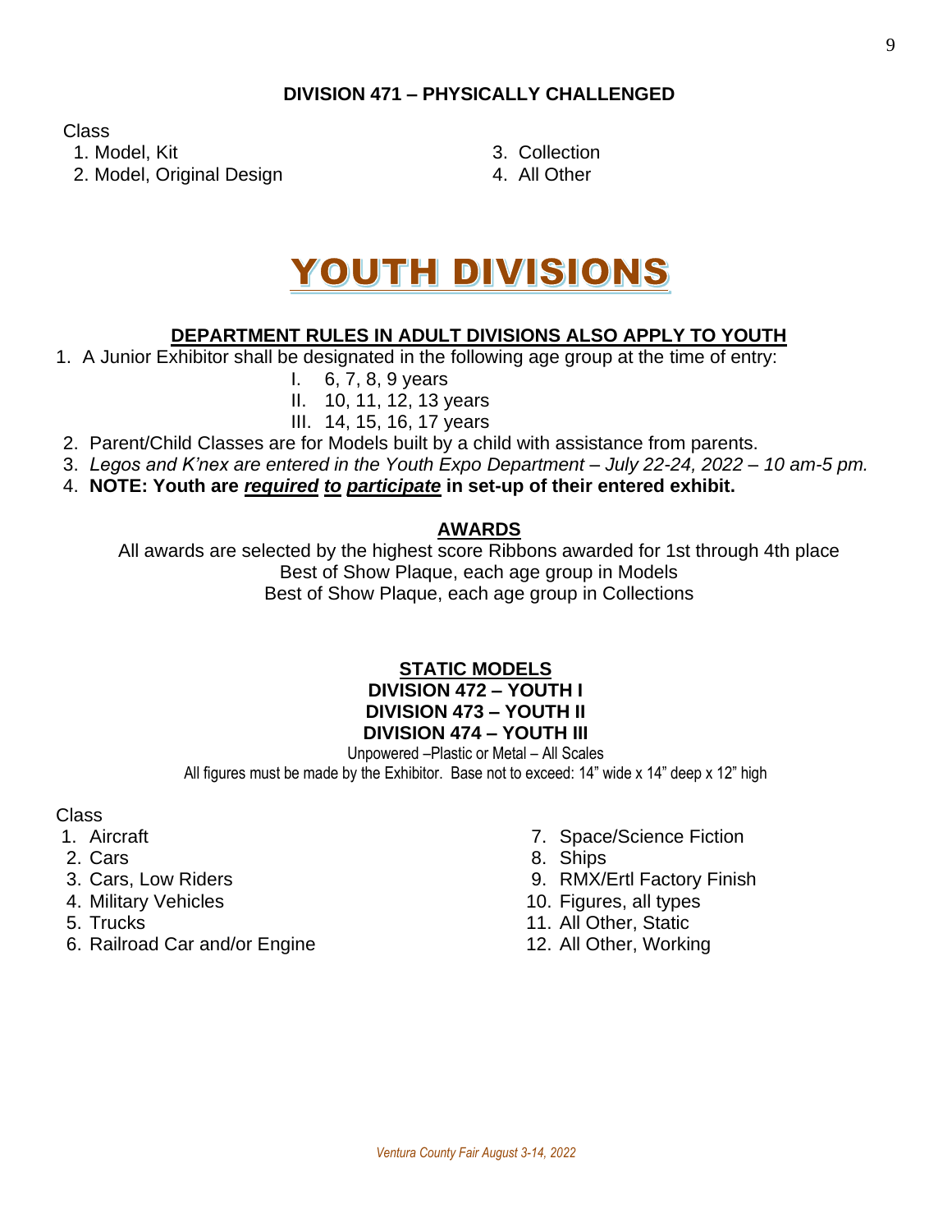### DIVISION 471 – PHYSICALLY CHALLENGED

Class

1. Model, Kit
2. Model, Original Design
3. Collection
4. All Other

# YOUTH DIVISIONS

## DEPARTMENT RULES IN ADULT DIVISIONS ALSO APPLY TO YOUTH

1. A Junior Exhibitor shall be designated in the following age group at the time of entry:
   - I. 6, 7, 8, 9 years
   - II. 10, 11, 12, 13 years
   - III. 14, 15, 16, 17 years
2. Parent/Child Classes are for Models built by a child with assistance from parents.
3. *Legos and K'nex are entered in the Youth Expo Department – July 22-24, 2022 – 10 am-5 pm.*
4. **NOTE: Youth are *required to participate* in set-up of their entered exhibit.**

## AWARDS

All awards are selected by the highest score Ribbons awarded for 1st through 4th place
Best of Show Plaque, each age group in Models
Best of Show Plaque, each age group in Collections

## STATIC MODELS

### DIVISION 472 – YOUTH I
### DIVISION 473 – YOUTH II
### DIVISION 474 – YOUTH III

Unpowered –Plastic or Metal – All Scales
All figures must be made by the Exhibitor. Base not to exceed: 14" wide x 14" deep x 12" high

Class

1. Aircraft
2. Cars
3. Cars, Low Riders
4. Military Vehicles
5. Trucks
6. Railroad Car and/or Engine
7. Space/Science Fiction
8. Ships
9. RMX/Ertl Factory Finish
10. Figures, all types
11. All Other, Static
12. All Other, Working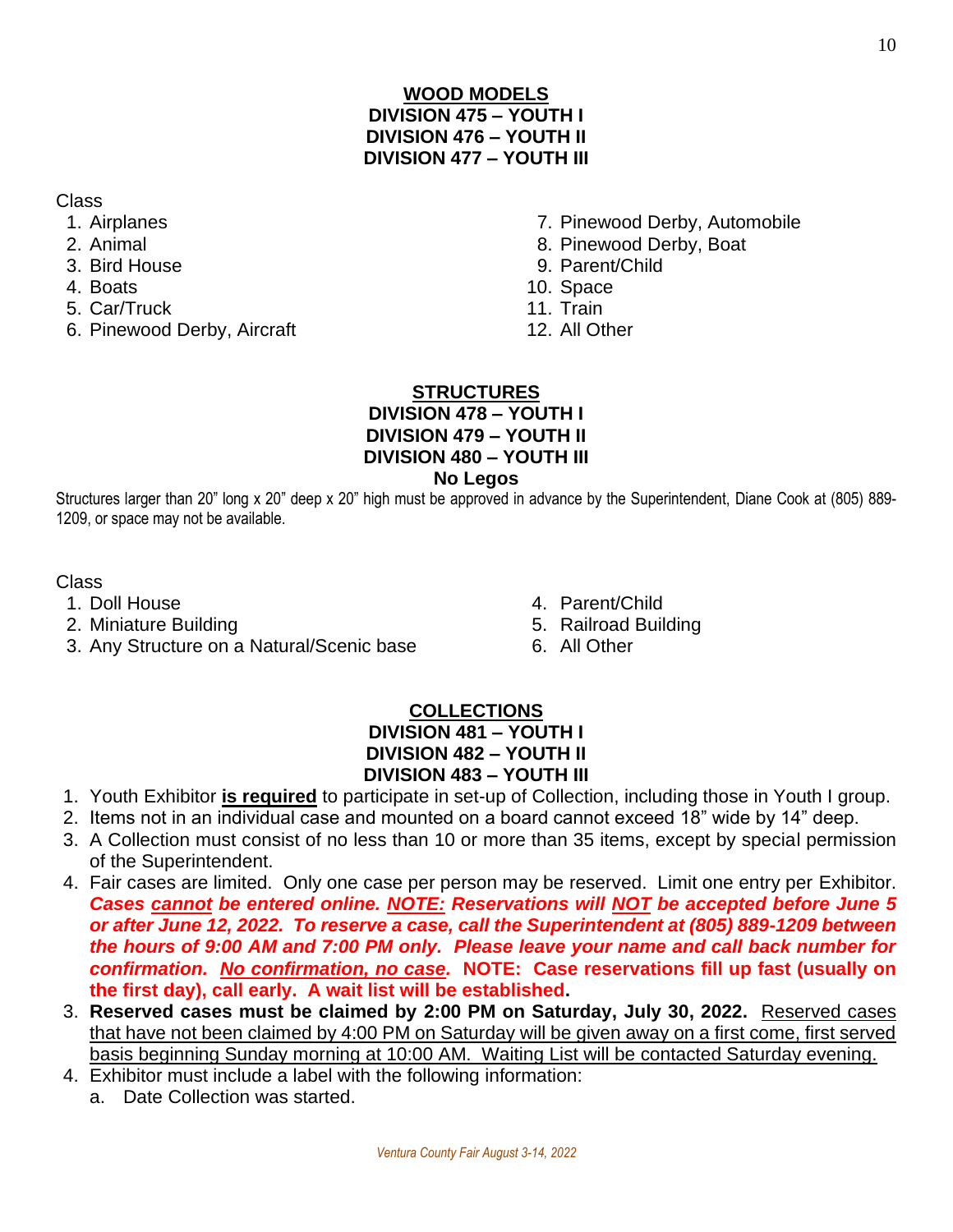## WOOD MODELS
**DIVISION 475 – YOUTH I**
**DIVISION 476 – YOUTH II**
**DIVISION 477 – YOUTH III**

Class

1. Airplanes
2. Animal
3. Bird House
4. Boats
5. Car/Truck
6. Pinewood Derby, Aircraft
7. Pinewood Derby, Automobile
8. Pinewood Derby, Boat
9. Parent/Child
10. Space
11. Train
12. All Other

## STRUCTURES
**DIVISION 478 – YOUTH I**
**DIVISION 479 – YOUTH II**
**DIVISION 480 – YOUTH III**
**No Legos**

Structures larger than 20" long x 20" deep x 20" high must be approved in advance by the Superintendent, Diane Cook at (805) 889-1209, or space may not be available.

Class

1. Doll House
2. Miniature Building
3. Any Structure on a Natural/Scenic base
4. Parent/Child
5. Railroad Building
6. All Other

## COLLECTIONS
**DIVISION 481 – YOUTH I**
**DIVISION 482 – YOUTH II**
**DIVISION 483 – YOUTH III**

1. Youth Exhibitor **is required** to participate in set-up of Collection, including those in Youth I group.
2. Items not in an individual case and mounted on a board cannot exceed 18" wide by 14" deep.
3. A Collection must consist of no less than 10 or more than 35 items, except by special permission of the Superintendent.
4. Fair cases are limited. Only one case per person may be reserved. Limit one entry per Exhibitor. ***Cases cannot be entered online. NOTE: Reservations will NOT be accepted before June 5 or after June 12, 2022. To reserve a case, call the Superintendent at (805) 889-1209 between the hours of 9:00 AM and 7:00 PM only. Please leave your name and call back number for confirmation. No confirmation, no case.*** **NOTE: Case reservations fill up fast (usually on the first day), call early. A wait list will be established.**

3. **Reserved cases must be claimed by 2:00 PM on Saturday, July 30, 2022.** Reserved cases that have not been claimed by 4:00 PM on Saturday will be given away on a first come, first served basis beginning Sunday morning at 10:00 AM. Waiting List will be contacted Saturday evening.
4. Exhibitor must include a label with the following information:
   a. Date Collection was started.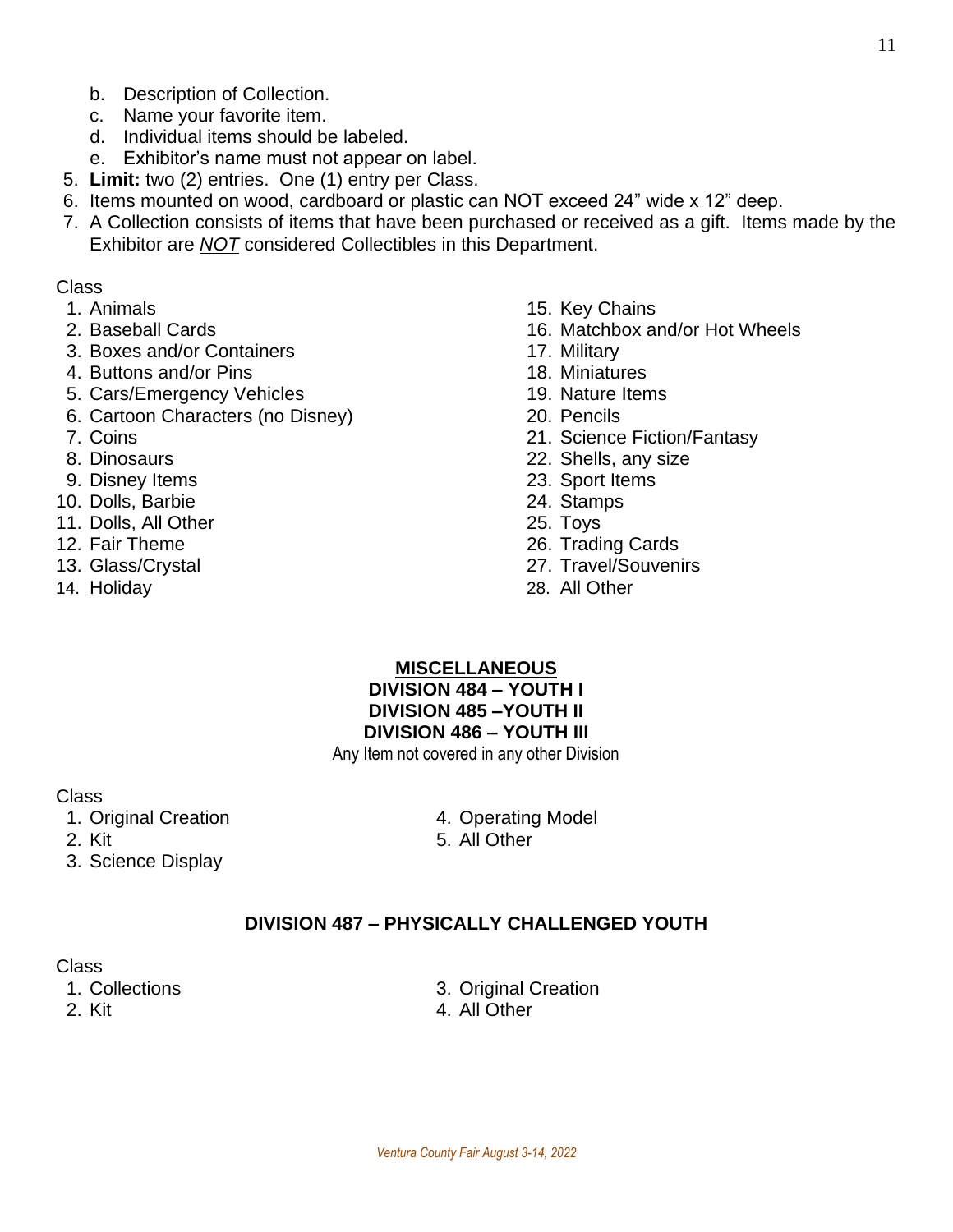b. Description of Collection.
   c. Name your favorite item.
   d. Individual items should be labeled.
   e. Exhibitor's name must not appear on label.
5. **Limit:** two (2) entries. One (1) entry per Class.
6. Items mounted on wood, cardboard or plastic can NOT exceed 24" wide x 12" deep.
7. A Collection consists of items that have been purchased or received as a gift. Items made by the Exhibitor are ***NOT*** considered Collectibles in this Department.

Class

1. Animals
2. Baseball Cards
3. Boxes and/or Containers
4. Buttons and/or Pins
5. Cars/Emergency Vehicles
6. Cartoon Characters (no Disney)
7. Coins
8. Dinosaurs
9. Disney Items
10. Dolls, Barbie
11. Dolls, All Other
12. Fair Theme
13. Glass/Crystal
14. Holiday
15. Key Chains
16. Matchbox and/or Hot Wheels
17. Military
18. Miniatures
19. Nature Items
20. Pencils
21. Science Fiction/Fantasy
22. Shells, any size
23. Sport Items
24. Stamps
25. Toys
26. Trading Cards
27. Travel/Souvenirs
28. All Other

## MISCELLANEOUS
## DIVISION 484 – YOUTH I
## DIVISION 485 –YOUTH II
## DIVISION 486 – YOUTH III

Any Item not covered in any other Division

Class

1. Original Creation
2. Kit
3. Science Display
4. Operating Model
5. All Other

## DIVISION 487 – PHYSICALLY CHALLENGED YOUTH

Class

1. Collections
2. Kit
3. Original Creation
4. All Other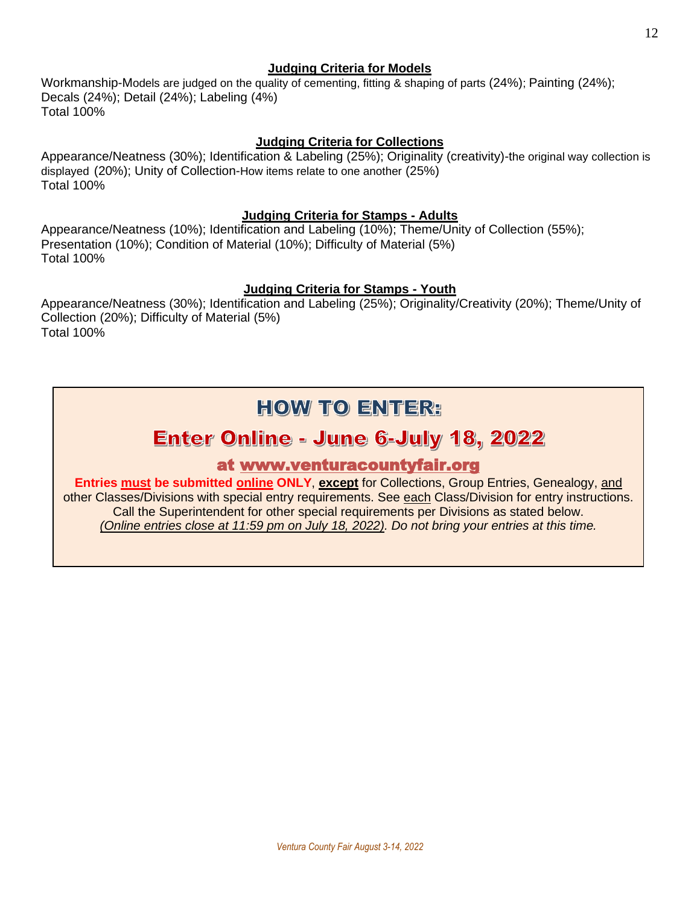### Judging Criteria for Models

Workmanship-Models are judged on the quality of cementing, fitting & shaping of parts (24%); Painting (24%); Decals (24%); Detail (24%); Labeling (4%)
Total 100%

### Judging Criteria for Collections

Appearance/Neatness (30%); Identification & Labeling (25%); Originality (creativity)-the original way collection is displayed (20%); Unity of Collection-How items relate to one another (25%)
Total 100%

### Judging Criteria for Stamps - Adults

Appearance/Neatness (10%); Identification and Labeling (10%); Theme/Unity of Collection (55%); Presentation (10%); Condition of Material (10%); Difficulty of Material (5%)
Total 100%

### Judging Criteria for Stamps - Youth

Appearance/Neatness (30%); Identification and Labeling (25%); Originality/Creativity (20%); Theme/Unity of Collection (20%); Difficulty of Material (5%)
Total 100%

## HOW TO ENTER:

## Enter Online - June 6-July 18, 2022

### at www.venturacountyfair.org

**Entries must be submitted online ONLY**, **except** for Collections, Group Entries, Genealogy, and other Classes/Divisions with special entry requirements. See each Class/Division for entry instructions. Call the Superintendent for other special requirements per Divisions as stated below. *(Online entries close at 11:59 pm on July 18, 2022). Do not bring your entries at this time.*